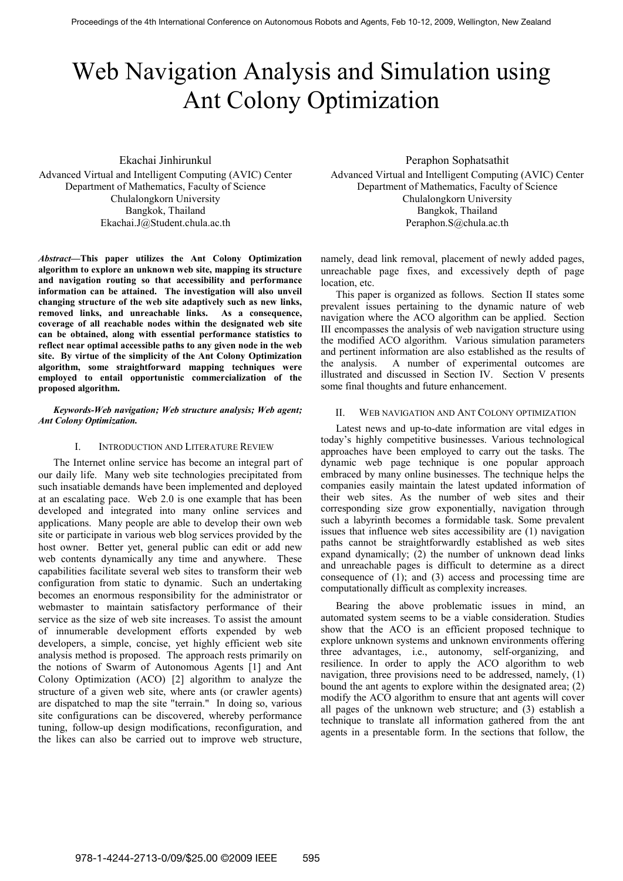# Web Navigation Analysis and Simulation using Ant Colony Optimization

Ekachai Jinhirunkul
Advanced Virtual and Intelligent Computing (AVIC) Center
Department of Mathematics, Faculty of Science
Chulalongkorn University
Bangkok, Thailand
Ekachai.J@Student.chula.ac.th

Peraphon Sophatsathit
Advanced Virtual and Intelligent Computing (AVIC) Center
Department of Mathematics, Faculty of Science
Chulalongkorn University
Bangkok, Thailand
Peraphon.S@chula.ac.th

***Abstract*—This paper utilizes the Ant Colony Optimization algorithm to explore an unknown web site, mapping its structure and navigation routing so that accessibility and performance information can be attained. The investigation will also unveil changing structure of the web site adaptively such as new links, removed links, and unreachable links. As a consequence, coverage of all reachable nodes within the designated web site can be obtained, along with essential performance statistics to reflect near optimal accessible paths to any given node in the web site. By virtue of the simplicity of the Ant Colony Optimization algorithm, some straightforward mapping techniques were employed to entail opportunistic commercialization of the proposed algorithm.**

***Keywords-Web navigation; Web structure analysis; Web agent; Ant Colony Optimization.***

## I. INTRODUCTION AND LITERATURE REVIEW

The Internet online service has become an integral part of our daily life. Many web site technologies precipitated from such insatiable demands have been implemented and deployed at an escalating pace. Web 2.0 is one example that has been developed and integrated into many online services and applications. Many people are able to develop their own web site or participate in various web blog services provided by the host owner. Better yet, general public can edit or add new web contents dynamically any time and anywhere. These capabilities facilitate several web sites to transform their web configuration from static to dynamic. Such an undertaking becomes an enormous responsibility for the administrator or webmaster to maintain satisfactory performance of their service as the size of web site increases. To assist the amount of innumerable development efforts expended by web developers, a simple, concise, yet highly efficient web site analysis method is proposed. The approach rests primarily on the notions of Swarm of Autonomous Agents [1] and Ant Colony Optimization (ACO) [2] algorithm to analyze the structure of a given web site, where ants (or crawler agents) are dispatched to map the site "terrain." In doing so, various site configurations can be discovered, whereby performance tuning, follow-up design modifications, reconfiguration, and the likes can also be carried out to improve web structure, namely, dead link removal, placement of newly added pages, unreachable page fixes, and excessively depth of page location, etc.

This paper is organized as follows. Section II states some prevalent issues pertaining to the dynamic nature of web navigation where the ACO algorithm can be applied. Section III encompasses the analysis of web navigation structure using the modified ACO algorithm. Various simulation parameters and pertinent information are also established as the results of the analysis. A number of experimental outcomes are illustrated and discussed in Section IV. Section V presents some final thoughts and future enhancement.

## II. WEB NAVIGATION AND ANT COLONY OPTIMIZATION

Latest news and up-to-date information are vital edges in today's highly competitive businesses. Various technological approaches have been employed to carry out the tasks. The dynamic web page technique is one popular approach embraced by many online businesses. The technique helps the companies easily maintain the latest updated information of their web sites. As the number of web sites and their corresponding size grow exponentially, navigation through such a labyrinth becomes a formidable task. Some prevalent issues that influence web sites accessibility are (1) navigation paths cannot be straightforwardly established as web sites expand dynamically; (2) the number of unknown dead links and unreachable pages is difficult to determine as a direct consequence of (1); and (3) access and processing time are computationally difficult as complexity increases.

Bearing the above problematic issues in mind, an automated system seems to be a viable consideration. Studies show that the ACO is an efficient proposed technique to explore unknown systems and unknown environments offering three advantages, i.e., autonomy, self-organizing, and resilience. In order to apply the ACO algorithm to web navigation, three provisions need to be addressed, namely, (1) bound the ant agents to explore within the designated area; (2) modify the ACO algorithm to ensure that ant agents will cover all pages of the unknown web structure; and (3) establish a technique to translate all information gathered from the ant agents in a presentable form. In the sections that follow, the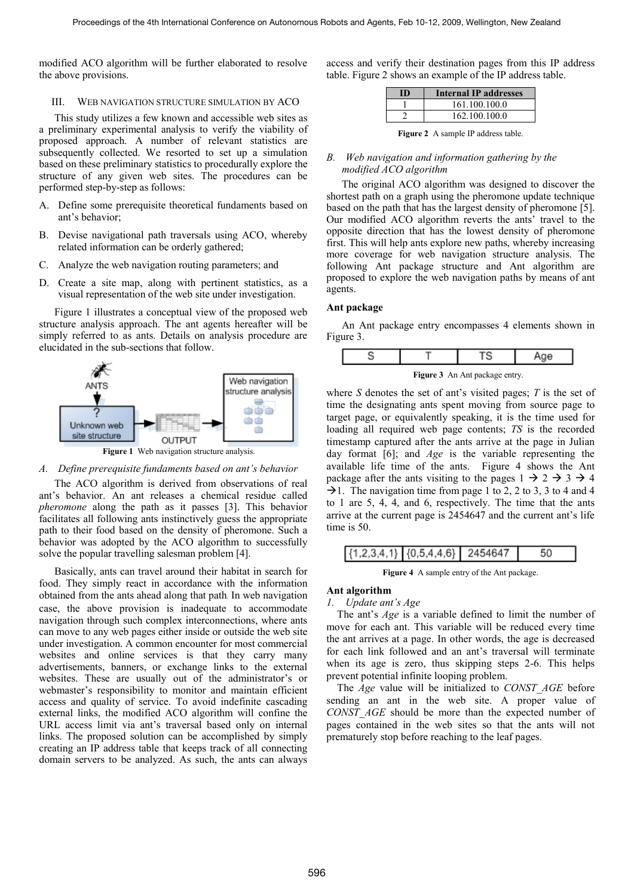modified ACO algorithm will be further elaborated to resolve the above provisions.

## III. Web Navigation Structure Simulation by ACO

This study utilizes a few known and accessible web sites as a preliminary experimental analysis to verify the viability of proposed approach. A number of relevant statistics are subsequently collected. We resorted to set up a simulation based on these preliminary statistics to procedurally explore the structure of any given web sites. The procedures can be performed step-by-step as follows:

A. Define some prerequisite theoretical fundaments based on ant's behavior;

B. Devise navigational path traversals using ACO, whereby related information can be orderly gathered;

C. Analyze the web navigation routing parameters; and

D. Create a site map, along with pertinent statistics, as a visual representation of the web site under investigation.

Figure 1 illustrates a conceptual view of the proposed web structure analysis approach. The ant agents hereafter will be simply referred to as ants. Details on analysis procedure are elucidated in the sub-sections that follow.

ANTS

Unknown web site structure

OUTPUT

Web navigation structure analysis

**Figure 1** Web navigation structure analysis.

### *A. Define prerequisite fundaments based on ant's behavior*

The ACO algorithm is derived from observations of real ant's behavior. An ant releases a chemical residue called *pheromone* along the path as it passes [3]. This behavior facilitates all following ants instinctively guess the appropriate path to their food based on the density of pheromone. Such a behavior was adopted by the ACO algorithm to successfully solve the popular travelling salesman problem [4].

Basically, ants can travel around their habitat in search for food. They simply react in accordance with the information obtained from the ants ahead along that path. In web navigation case, the above provision is inadequate to accommodate navigation through such complex interconnections, where ants can move to any web pages either inside or outside the web site under investigation. A common encounter for most commercial websites and online services is that they carry many advertisements, banners, or exchange links to the external websites. These are usually out of the administrator's or webmaster's responsibility to monitor and maintain efficient access and quality of service. To avoid indefinite cascading external links, the modified ACO algorithm will confine the URL access limit via ant's traversal based only on internal links. The proposed solution can be accomplished by simply creating an IP address table that keeps track of all connecting domain servers to be analyzed. As such, the ants can always access and verify their destination pages from this IP address table. Figure 2 shows an example of the IP address table.

| ID | Internal IP addresses |
|---|---|
| 1 | 161.100.100.0 |
| 2 | 162.100.100.0 |

**Figure 2** A sample IP address table.

### *B. Web navigation and information gathering by the modified ACO algorithm*

The original ACO algorithm was designed to discover the shortest path on a graph using the pheromone update technique based on the path that has the largest density of pheromone [5]. Our modified ACO algorithm reverts the ants' travel to the opposite direction that has the lowest density of pheromone first. This will help ants explore new paths, whereby increasing more coverage for web navigation structure analysis. The following Ant package structure and Ant algorithm are proposed to explore the web navigation paths by means of ant agents.

**Ant package**

An Ant package entry encompasses 4 elements shown in Figure 3.

| S | T | TS | Age |
|---|---|---|---|

**Figure 3** An Ant package entry.

where *S* denotes the set of ant's visited pages; *T* is the set of time the designating ants spent moving from source page to target page, or equivalently speaking, it is the time used for loading all required web page contents; *TS* is the recorded timestamp captured after the ants arrive at the page in Julian day format [6]; and *Age* is the variable representing the available life time of the ants. Figure 4 shows the Ant package after the ants visiting to the pages 1 → 2 → 3 → 4 →1. The navigation time from page 1 to 2, 2 to 3, 3 to 4 and 4 to 1 are 5, 4, 4, and 6, respectively. The time that the ants arrive at the current page is 2454647 and the current ant's life time is 50.

| {1,2,3,4,1} | {0,5,4,4,6} | 2454647 | 50 |
|---|---|---|---|

**Figure 4** A sample entry of the Ant package.

**Ant algorithm**

*1. Update ant's Age*

The ant's *Age* is a variable defined to limit the number of move for each ant. This variable will be reduced every time the ant arrives at a page. In other words, the age is decreased for each link followed and an ant's traversal will terminate when its age is zero, thus skipping steps 2-6. This helps prevent potential infinite looping problem.

The *Age* value will be initialized to *CONST_AGE* before sending an ant in the web site. A proper value of *CONST_AGE* should be more than the expected number of pages contained in the web sites so that the ants will not prematurely stop before reaching to the leaf pages.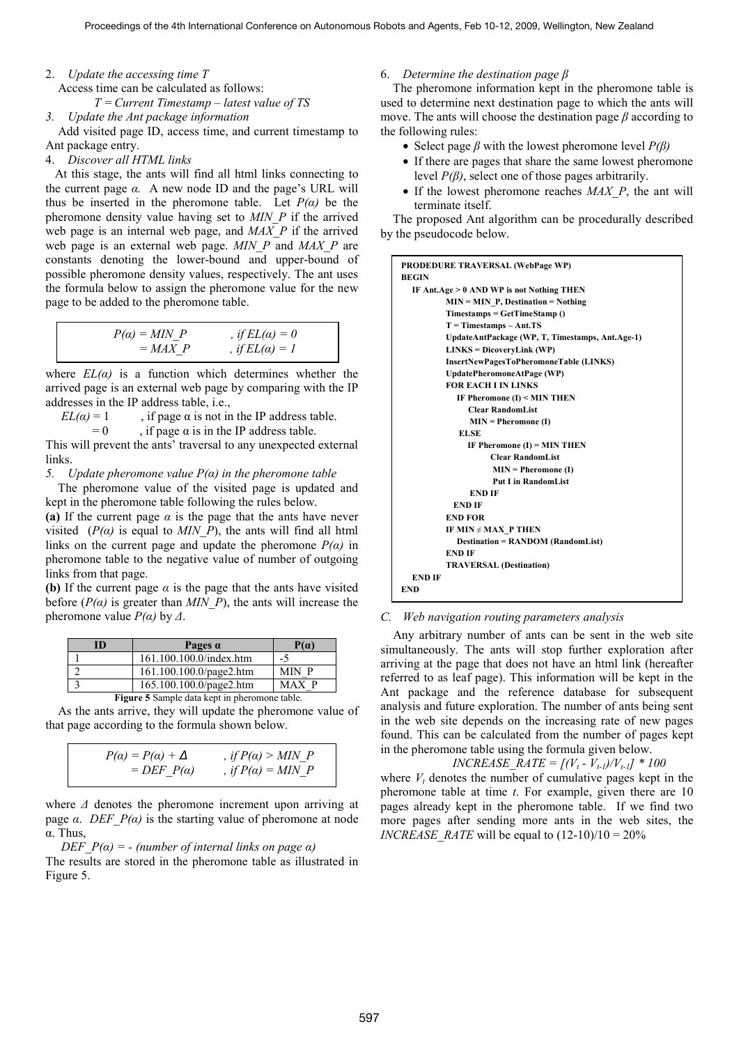2. *Update the accessing time T*

Access time can be calculated as follows:

*T = Current Timestamp – latest value of TS*

3. *Update the Ant package information*

Add visited page ID, access time, and current timestamp to Ant package entry.

4. *Discover all HTML links*

At this stage, the ants will find all html links connecting to the current page *α.* A new node ID and the page's URL will thus be inserted in the pheromone table. Let $P(\alpha)$ be the pheromone density value having set to *MIN_P* if the arrived web page is an internal web page, and *MAX_P* if the arrived web page is an external web page. *MIN_P* and *MAX_P* are constants denoting the lower-bound and upper-bound of possible pheromone density values, respectively. The ant uses the formula below to assign the pheromone value for the new page to be added to the pheromone table.

$$
\begin{aligned}
P(\alpha) &= MIN\_P \quad , \text{if } EL(\alpha) = 0 \\
&= MAX\_P \quad , \text{if } EL(\alpha) = 1
\end{aligned}
$$

where $EL(\alpha)$ is a function which determines whether the arrived page is an external web page by comparing with the IP addresses in the IP address table, i.e.,

$EL(\alpha) = 1$ , if page α is not in the IP address table.
$= 0$ , if page α is in the IP address table.

This will prevent the ants' traversal to any unexpected external links.

5. *Update pheromone value P(α) in the pheromone table*

The pheromone value of the visited page is updated and kept in the pheromone table following the rules below.

**(a)** If the current page *α* is the page that the ants have never visited ($P(\alpha)$ is equal to *MIN_P*), the ants will find all html links on the current page and update the pheromone $P(\alpha)$ in pheromone table to the negative value of number of outgoing links from that page.

**(b)** If the current page *α* is the page that the ants have visited before ($P(\alpha)$ is greater than *MIN_P*), the ants will increase the pheromone value $P(\alpha)$ by $\Delta$.

| ID | Pages α | P(α) |
|---|---|---|
| 1 | 161.100.100.0/index.htm | -5 |
| 2 | 161.100.100.0/page2.htm | MIN_P |
| 3 | 165.100.100.0/page2.htm | MAX_P |

**Figure 5** Sample data kept in pheromone table.

As the ants arrive, they will update the pheromone value of that page according to the formula shown below.

$$
\begin{aligned}
P(\alpha) &= P(\alpha) + \Delta \quad , \text{if } P(\alpha) > MIN\_P \\
&= DEF\_P(\alpha) \quad , \text{if } P(\alpha) = MIN\_P
\end{aligned}
$$

where $\Delta$ denotes the pheromone increment upon arriving at page *α*. $DEF\_P(\alpha)$ is the starting value of pheromone at node α. Thus,

$DEF\_P(\alpha) = -$ (number of internal links on page α)

The results are stored in the pheromone table as illustrated in Figure 5.

6. *Determine the destination page β*

The pheromone information kept in the pheromone table is used to determine next destination page to which the ants will move. The ants will choose the destination page *β* according to the following rules:

- Select page *β* with the lowest pheromone level $P(\beta)$
- If there are pages that share the same lowest pheromone level $P(\beta)$, select one of those pages arbitrarily.
- If the lowest pheromone reaches *MAX_P*, the ant will terminate itself.

The proposed Ant algorithm can be procedurally described by the pseudocode below.

```
PRODEDURE TRAVERSAL (WebPage WP)
BEGIN
   IF Ant.Age > 0 AND WP is not Nothing THEN
            MIN = MIN_P, Destination = Nothing
            Timestamps = GetTimeStamp ()
            T = Timestamps – Ant.TS
            UpdateAntPackage (WP, T, Timestamps, Ant.Age-1)
            LINKS = DicoveryLink (WP)
            InsertNewPagesToPheromoneTable (LINKS)
            UpdatePheromoneAtPage (WP)
            FOR EACH I IN LINKS
               IF Pheromone (I) < MIN THEN
                  Clear RandomList
                  MIN = Pheromone (I)
               ELSE
                  IF Pheromone (I) = MIN THEN
                        Clear RandomList
                        MIN = Pheromone (I)
                        Put I in RandomList
                  END IF
               END IF
            END FOR
            IF MIN ≠ MAX_P THEN
               Destination = RANDOM (RandomList)
            END IF
            TRAVERSAL (Destination)
   END IF
END
```

*C. Web navigation routing parameters analysis*

Any arbitrary number of ants can be sent in the web site simultaneously. The ants will stop further exploration after arriving at the page that does not have an html link (hereafter referred to as leaf page). This information will be kept in the Ant package and the reference database for subsequent analysis and future exploration. The number of ants being sent in the web site depends on the increasing rate of new pages found. This can be calculated from the number of pages kept in the pheromone table using the formula given below.

$$INCREASE\_RATE = [(V_t - V_{t-1})/V_{t-1}] * 100$$

where $V_t$ denotes the number of cumulative pages kept in the pheromone table at time *t*. For example, given there are 10 pages already kept in the pheromone table. If we find two more pages after sending more ants in the web sites, the *INCREASE_RATE* will be equal to (12-10)/10 = 20%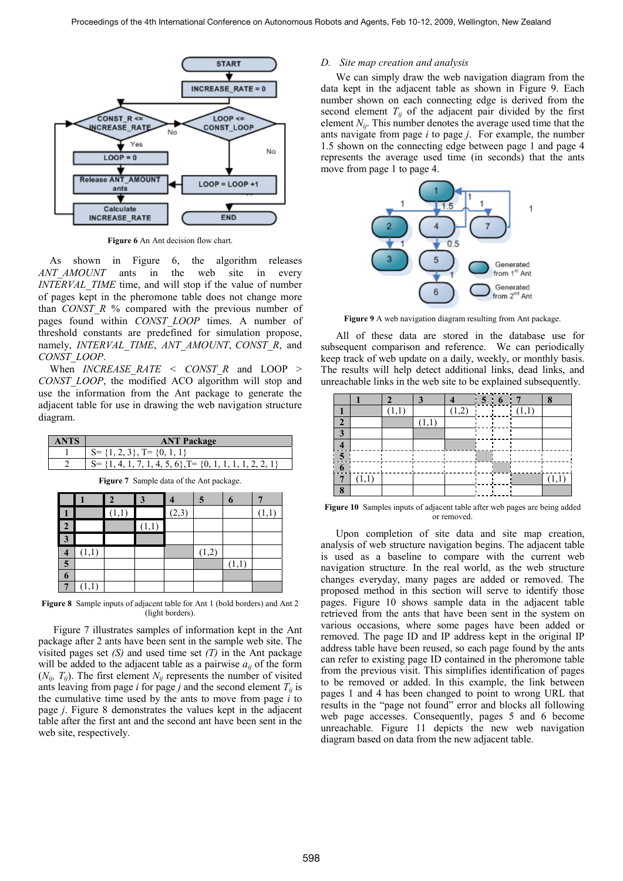Figure 6 An Ant decision flow chart.

As shown in Figure 6, the algorithm releases *ANT_AMOUNT* ants in the web site in every *INTERVAL_TIME* time, and will stop if the value of number of pages kept in the pheromone table does not change more than *CONST_R* % compared with the previous number of pages found within *CONST_LOOP* times. A number of threshold constants are predefined for simulation propose, namely, *INTERVAL_TIME*, *ANT_AMOUNT*, *CONST_R*, and *CONST_LOOP*.

When *INCREASE_RATE* < *CONST_R* and LOOP > *CONST_LOOP*, the modified ACO algorithm will stop and use the information from the Ant package to generate the adjacent table for use in drawing the web navigation structure diagram.

| ANTS | ANT Package |
|---|---|
| 1 | S= {1, 2, 3}, T= {0, 1, 1} |
| 2 | S= {1, 4, 1, 7, 1, 4, 5, 6},T= {0, 1, 1, 1, 1, 2, 2, 1} |

Figure 7 Sample data of the Ant package.

| | 1 | 2 | 3 | 4 | 5 | 6 | 7 |
|---|---|---|---|---|---|---|---|
| 1 | | (1,1) | | (2,3) | | | (1,1) |
| 2 | | | (1,1) | | | | |
| 3 | | | | | | | |
| 4 | (1,1) | | | | (1,2) | | |
| 5 | | | | | | (1,1) | |
| 6 | | | | | | | |
| 7 | (1,1) | | | | | | |

Figure 8 Sample inputs of adjacent table for Ant 1 (bold borders) and Ant 2 (light borders).

Figure 7 illustrates samples of information kept in the Ant package after 2 ants have been sent in the sample web site. The visited pages set *(S)* and used time set *(T)* in the Ant package will be added to the adjacent table as a pairwise $a_{ij}$ of the form ($N_{ij}$, $T_{ij}$). The first element $N_{ij}$ represents the number of visited ants leaving from page *i* for page *j* and the second element $T_{ij}$ is the cumulative time used by the ants to move from page *i* to page *j*. Figure 8 demonstrates the values kept in the adjacent table after the first and the second ant have been sent in the web site, respectively.

### D. Site map creation and analysis

We can simply draw the web navigation diagram from the data kept in the adjacent table as shown in Figure 9. Each number shown on each connecting edge is derived from the second element $T_{ij}$ of the adjacent pair divided by the first element $N_{ij}$. This number denotes the average used time that the ants navigate from page *i* to page *j*. For example, the number 1.5 shown on the connecting edge between page 1 and page 4 represents the average used time (in seconds) that the ants move from page 1 to page 4.

Figure 9 A web navigation diagram resulting from Ant package.

All of these data are stored in the database use for subsequent comparison and reference. We can periodically keep track of web update on a daily, weekly, or monthly basis. The results will help detect additional links, dead links, and unreachable links in the web site to be explained subsequently.

| | 1 | 2 | 3 | 4 | 5 | 6 | 7 | 8 |
|---|---|---|---|---|---|---|---|---|
| 1 | | (1,1) | | (1,2) | | | (1,1) | |
| 2 | | | (1,1) | | | | | |
| 3 | | | | | | | | |
| 4 | | | | | | | | |
| 5 | | | | | | | | |
| 6 | | | | | | | | |
| 7 | (1,1) | | | | | | | (1,1) |
| 8 | | | | | | | | |

Figure 10 Samples inputs of adjacent table after web pages are being added or removed.

Upon completion of site data and site map creation, analysis of web structure navigation begins. The adjacent table is used as a baseline to compare with the current web navigation structure. In the real world, as the web structure changes everyday, many pages are added or removed. The proposed method in this section will serve to identify those pages. Figure 10 shows sample data in the adjacent table retrieved from the ants that have been sent in the system on various occasions, where some pages have been added or removed. The page ID and IP address kept in the original IP address table have been reused, so each page found by the ants can refer to existing page ID contained in the pheromone table from the previous visit. This simplifies identification of pages to be removed or added. In this example, the link between pages 1 and 4 has been changed to point to wrong URL that results in the "page not found" error and blocks all following web page accesses. Consequently, pages 5 and 6 become unreachable. Figure 11 depicts the new web navigation diagram based on data from the new adjacent table.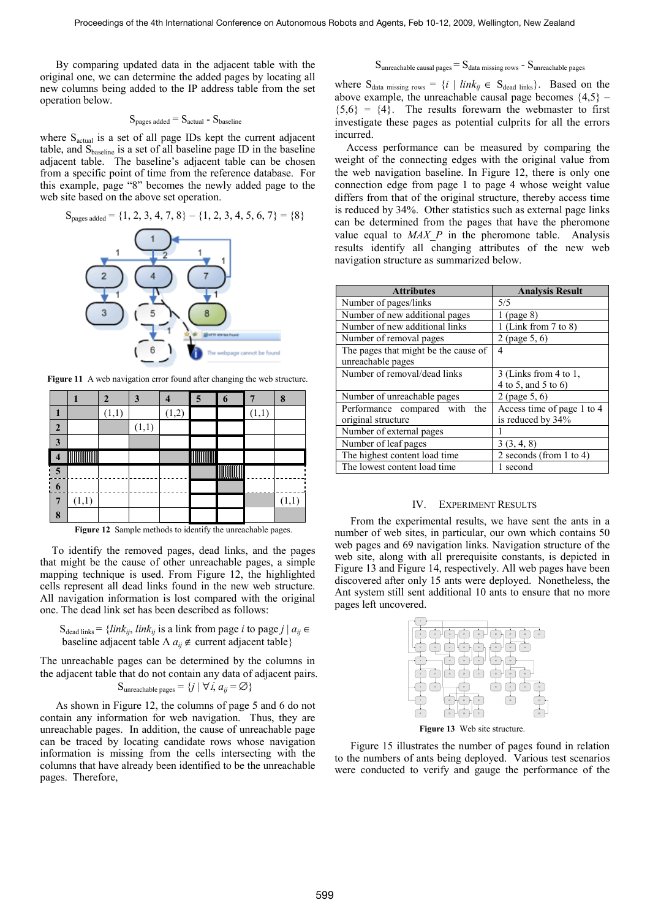By comparing updated data in the adjacent table with the original one, we can determine the added pages by locating all new columns being added to the IP address table from the set operation below.

$$S_{pages\ added} = S_{actual} - S_{baseline}$$

where $S_{actual}$ is a set of all page IDs kept the current adjacent table, and $S_{baseline}$ is a set of all baseline page ID in the baseline adjacent table. The baseline's adjacent table can be chosen from a specific point of time from the reference database. For this example, page "8" becomes the newly added page to the web site based on the above set operation.

$$S_{pages\ added} = \{1, 2, 3, 4, 7, 8\} - \{1, 2, 3, 4, 5, 6, 7\} = \{8\}$$

**Figure 11** A web navigation error found after changing the web structure.

| | 1 | 2 | 3 | 4 | 5 | 6 | 7 | 8 |
|---|---|---|---|---|---|---|---|---|
| **1** | | (1,1) | | (1,2) | | | (1,1) | |
| **2** | | | (1,1) | | | | | |
| **3** | | | | | | | | |
| **4** | | | | | | | | |
| **5** | | | | | | | | |
| **6** | | | | | | | | |
| **7** | (1,1) | | | | | | | (1,1) |
| **8** | | | | | | | | |

**Figure 12** Sample methods to identify the unreachable pages.

To identify the removed pages, dead links, and the pages that might be the cause of other unreachable pages, a simple mapping technique is used. From Figure 12, the highlighted cells represent all dead links found in the new web structure. All navigation information is lost compared with the original one. The dead link set has been described as follows:

$$S_{dead\ links} = \{link_{ij}, link_{ij} \text{ is a link from page } i \text{ to page } j \mid a_{ij} \in \text{baseline adjacent table} \land a_{ij} \notin \text{current adjacent table}\}$$

The unreachable pages can be determined by the columns in the adjacent table that do not contain any data of adjacent pairs.

$$S_{unreachable\ pages} = \{j \mid \forall i, a_{ij} = \varnothing\}$$

As shown in Figure 12, the columns of page 5 and 6 do not contain any information for web navigation. Thus, they are unreachable pages. In addition, the cause of unreachable page can be traced by locating candidate rows whose navigation information is missing from the cells intersecting with the columns that have already been identified to be the unreachable pages. Therefore,

$$S_{unreachable\ causal\ pages} = S_{data\ missing\ rows} - S_{unreachable\ pages}$$

where $S_{data\ missing\ rows} = \{i \mid link_{ij} \in S_{dead\ links}\}$. Based on the above example, the unreachable causal page becomes $\{4,5\} - \{5,6\} = \{4\}$. The results forewarn the webmaster to first investigate these pages as potential culprits for all the errors incurred.

Access performance can be measured by comparing the weight of the connecting edges with the original value from the web navigation baseline. In Figure 12, there is only one connection edge from page 1 to page 4 whose weight value differs from that of the original structure, thereby access time is reduced by 34%. Other statistics such as external page links can be determined from the pages that have the pheromone value equal to *MAX_P* in the pheromone table. Analysis results identify all changing attributes of the new web navigation structure as summarized below.

| Attributes | Analysis Result |
|---|---|
| Number of pages/links | 5/5 |
| Number of new additional pages | 1 (page 8) |
| Number of new additional links | 1 (Link from 7 to 8) |
| Number of removal pages | 2 (page 5, 6) |
| The pages that might be the cause of unreachable pages | 4 |
| Number of removal/dead links | 3 (Links from 4 to 1, 4 to 5, and 5 to 6) |
| Number of unreachable pages | 2 (page 5, 6) |
| Performance compared with the original structure | Access time of page 1 to 4 is reduced by 34% |
| Number of external pages | 1 |
| Number of leaf pages | 3 (3, 4, 8) |
| The highest content load time | 2 seconds (from 1 to 4) |
| The lowest content load time | 1 second |

## IV. Experiment Results

From the experimental results, we have sent the ants in a number of web sites, in particular, our own which contains 50 web pages and 69 navigation links. Navigation structure of the web site, along with all prerequisite constants, is depicted in Figure 13 and Figure 14, respectively. All web pages have been discovered after only 15 ants were deployed. Nonetheless, the Ant system still sent additional 10 ants to ensure that no more pages left uncovered.

**Figure 13** Web site structure.

Figure 15 illustrates the number of pages found in relation to the numbers of ants being deployed. Various test scenarios were conducted to verify and gauge the performance of the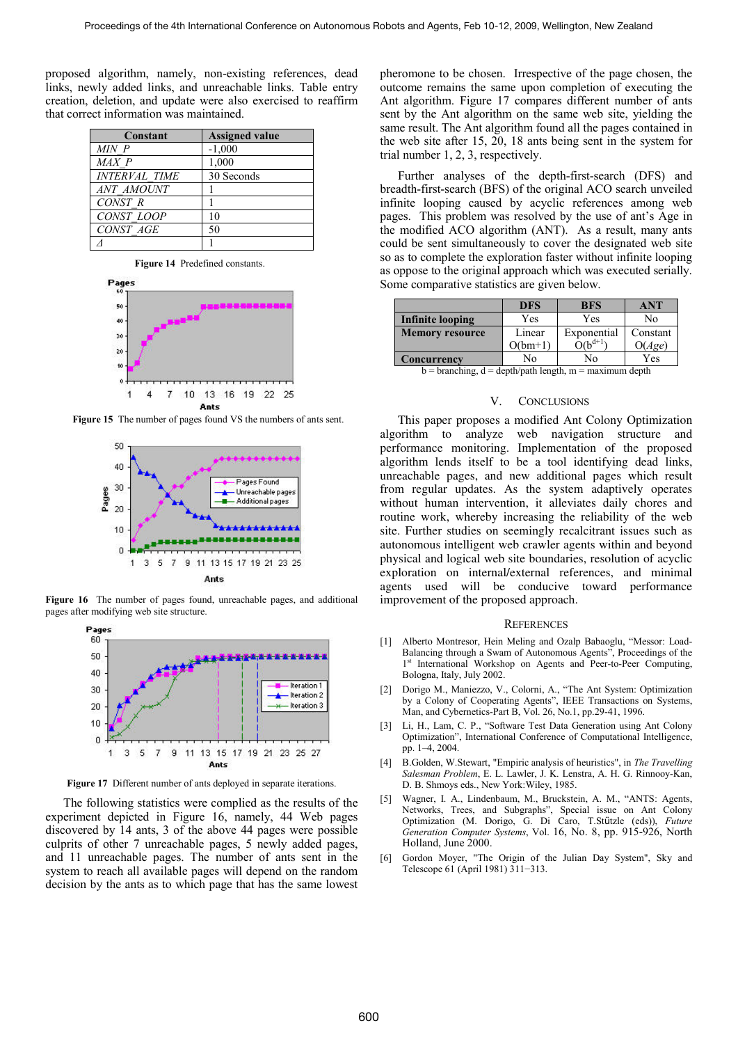proposed algorithm, namely, non-existing references, dead links, newly added links, and unreachable links. Table entry creation, deletion, and update were also exercised to reaffirm that correct information was maintained.

| Constant | Assigned value |
|---|---|
| *MIN_P* | -1,000 |
| *MAX_P* | 1,000 |
| *INTERVAL_TIME* | 30 Seconds |
| *ANT_AMOUNT* | 1 |
| *CONST_R* | 1 |
| *CONST_LOOP* | 10 |
| *CONST_AGE* | 50 |
| *Δ* | 1 |

**Figure 14** Predefined constants.

Pages
60
50
40
30
20
10
0
1 4 7 10 13 16 19 22 25
Ants

**Figure 15** The number of pages found VS the numbers of ants sent.

50
40
30
20
10
0
Pages
1 3 5 7 9 11 13 15 17 19 21 23 25
Ants
Pages Found
Unreachable pages
Additional pages

**Figure 16** The number of pages found, unreachable pages, and additional pages after modifying web site structure.

Pages
60
50
40
30
20
10
0
1 3 5 7 9 11 13 15 17 19 21 23 25 27
Ants
Iteration 1
Iteration 2
Iteration 3

**Figure 17** Different number of ants deployed in separate iterations.

The following statistics were complied as the results of the experiment depicted in Figure 16, namely, 44 Web pages discovered by 14 ants, 3 of the above 44 pages were possible culprits of other 7 unreachable pages, 5 newly added pages, and 11 unreachable pages. The number of ants sent in the system to reach all available pages will depend on the random decision by the ants as to which page that has the same lowest pheromone to be chosen. Irrespective of the page chosen, the outcome remains the same upon completion of executing the Ant algorithm. Figure 17 compares different number of ants sent by the Ant algorithm on the same web site, yielding the same result. The Ant algorithm found all the pages contained in the web site after 15, 20, 18 ants being sent in the system for trial number 1, 2, 3, respectively.

Further analyses of the depth-first-search (DFS) and breadth-first-search (BFS) of the original ACO search unveiled infinite looping caused by acyclic references among web pages. This problem was resolved by the use of ant's Age in the modified ACO algorithm (ANT). As a result, many ants could be sent simultaneously to cover the designated web site so as to complete the exploration faster without infinite looping as oppose to the original approach which was executed serially. Some comparative statistics are given below.

| | DFS | BFS | ANT |
|---|---|---|---|
| **Infinite looping** | Yes | Yes | No |
| **Memory resource** | Linear $O(bm+1)$ | Exponential $O(b^{d+1})$ | Constant $O(Age)$ |
| **Concurrency** | No | No | Yes |

b = branching, d = depth/path length, m = maximum depth

## V. Conclusions

This paper proposes a modified Ant Colony Optimization algorithm to analyze web navigation structure and performance monitoring. Implementation of the proposed algorithm lends itself to be a tool identifying dead links, unreachable pages, and new additional pages which result from regular updates. As the system adaptively operates without human intervention, it alleviates daily chores and routine work, whereby increasing the reliability of the web site. Further studies on seemingly recalcitrant issues such as autonomous intelligent web crawler agents within and beyond physical and logical web site boundaries, resolution of acyclic exploration on internal/external references, and minimal agents used will be conducive toward performance improvement of the proposed approach.

## References

[1] Alberto Montresor, Hein Meling and Ozalp Babaoglu, "Messor: Load-Balancing through a Swam of Autonomous Agents", Proceedings of the 1st International Workshop on Agents and Peer-to-Peer Computing, Bologna, Italy, July 2002.

[2] Dorigo M., Maniezzo, V., Colorni, A., "The Ant System: Optimization by a Colony of Cooperating Agents", IEEE Transactions on Systems, Man, and Cybernetics-Part B, Vol. 26, No.1, pp.29-41, 1996.

[3] Li, H., Lam, C. P., "Software Test Data Generation using Ant Colony Optimization", International Conference of Computational Intelligence, pp. 1–4, 2004.

[4] B.Golden, W.Stewart, "Empiric analysis of heuristics", in *The Travelling Salesman Problem*, E. L. Lawler, J. K. Lenstra, A. H. G. Rinnooy-Kan, D. B. Shmoys eds., New York:Wiley, 1985.

[5] Wagner, I. A., Lindenbaum, M., Bruckstein, A. M., "ANTS: Agents, Networks, Trees, and Subgraphs", Special issue on Ant Colony Optimization (M. Dorigo, G. Di Caro, T.Stützle (eds)), *Future Generation Computer Systems*, Vol. 16, No. 8, pp. 915-926, North Holland, June 2000.

[6] Gordon Moyer, "The Origin of the Julian Day System", Sky and Telescope 61 (April 1981) 311–313.